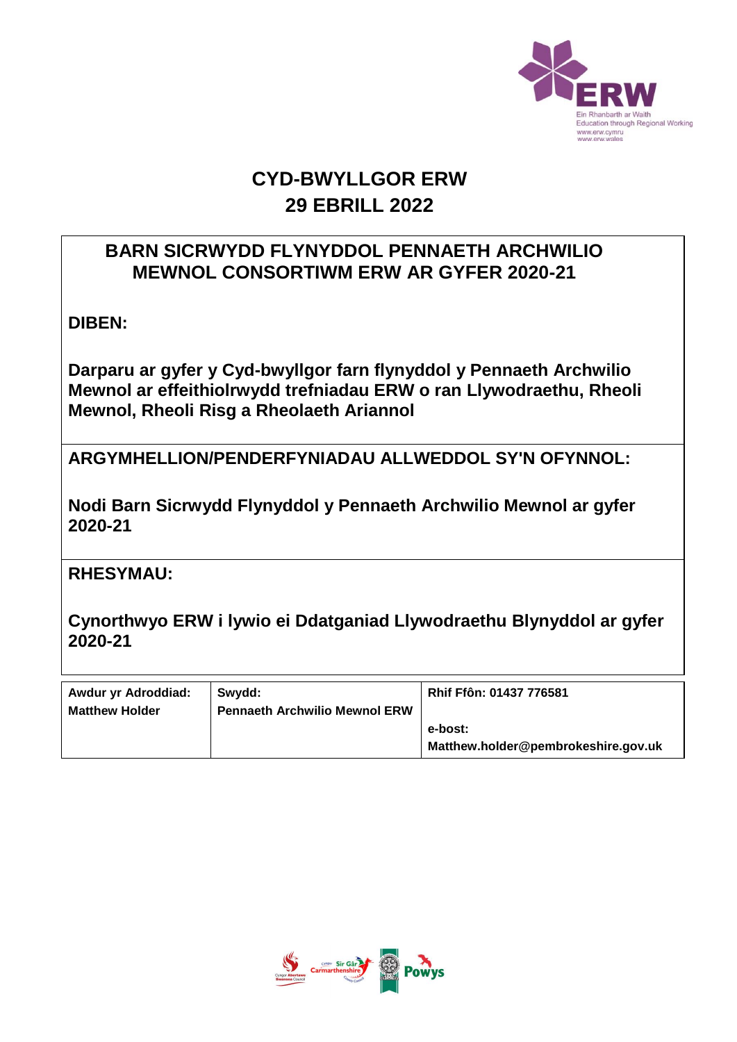# CYD-BWYLLGOR ERW
# 29 EBRILL 2022

## BARN SICRWYDD FLYNYDDOL PENNAETH ARCHWILIO MEWNOL CONSORTIWM ERW AR GYFER 2020-21

**DIBEN:**

**Darparu ar gyfer y Cyd-bwyllgor farn flynyddol y Pennaeth Archwilio Mewnol ar effeithiolrwydd trefniadau ERW o ran Llywodraethu, Rheoli Mewnol, Rheoli Risg a Rheolaeth Ariannol**

**ARGYMHELLION/PENDERFYNIADAU ALLWEDDOL SY'N OFYNNOL:**

**Nodi Barn Sicrwydd Flynyddol y Pennaeth Archwilio Mewnol ar gyfer 2020-21**

**RHESYMAU:**

**Cynorthwyo ERW i lywio ei Ddatganiad Llywodraethu Blynyddol ar gyfer 2020-21**

| Awdur yr Adroddiad: | Swydd: | Rhif Ffôn: 01437 776581 |
|---|---|---|
| Matthew Holder | Pennaeth Archwilio Mewnol ERW | e-bost: Matthew.holder@pembrokeshire.gov.uk |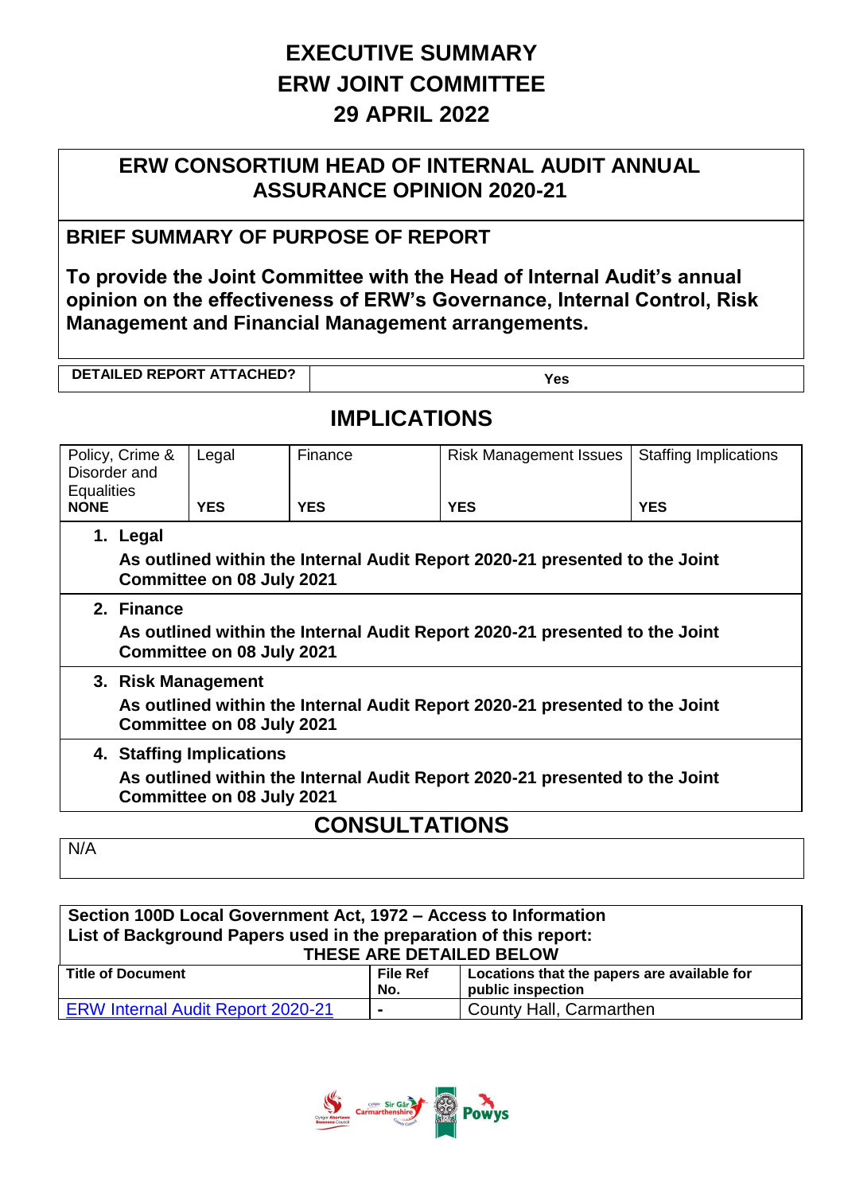# EXECUTIVE SUMMARY
# ERW JOINT COMMITTEE
# 29 APRIL 2022

## ERW CONSORTIUM HEAD OF INTERNAL AUDIT ANNUAL ASSURANCE OPINION 2020-21

### BRIEF SUMMARY OF PURPOSE OF REPORT

**To provide the Joint Committee with the Head of Internal Audit's annual opinion on the effectiveness of ERW's Governance, Internal Control, Risk Management and Financial Management arrangements.**

| DETAILED REPORT ATTACHED? | Yes |
| --- | --- |

## IMPLICATIONS

| Policy, Crime & Disorder and Equalities | Legal | Finance | Risk Management Issues | Staffing Implications |
| --- | --- | --- | --- | --- |
| **NONE** | **YES** | **YES** | **YES** | **YES** |

1. **Legal**

   **As outlined within the Internal Audit Report 2020-21 presented to the Joint Committee on 08 July 2021**

2. **Finance**

   **As outlined within the Internal Audit Report 2020-21 presented to the Joint Committee on 08 July 2021**

3. **Risk Management**

   **As outlined within the Internal Audit Report 2020-21 presented to the Joint Committee on 08 July 2021**

4. **Staffing Implications**

   **As outlined within the Internal Audit Report 2020-21 presented to the Joint Committee on 08 July 2021**

## CONSULTATIONS

N/A

**Section 100D Local Government Act, 1972 – Access to Information**
**List of Background Papers used in the preparation of this report:**
**THESE ARE DETAILED BELOW**

| Title of Document | File Ref No. | Locations that the papers are available for public inspection |
| --- | --- | --- |
| ERW Internal Audit Report 2020-21 | - | County Hall, Carmarthen |